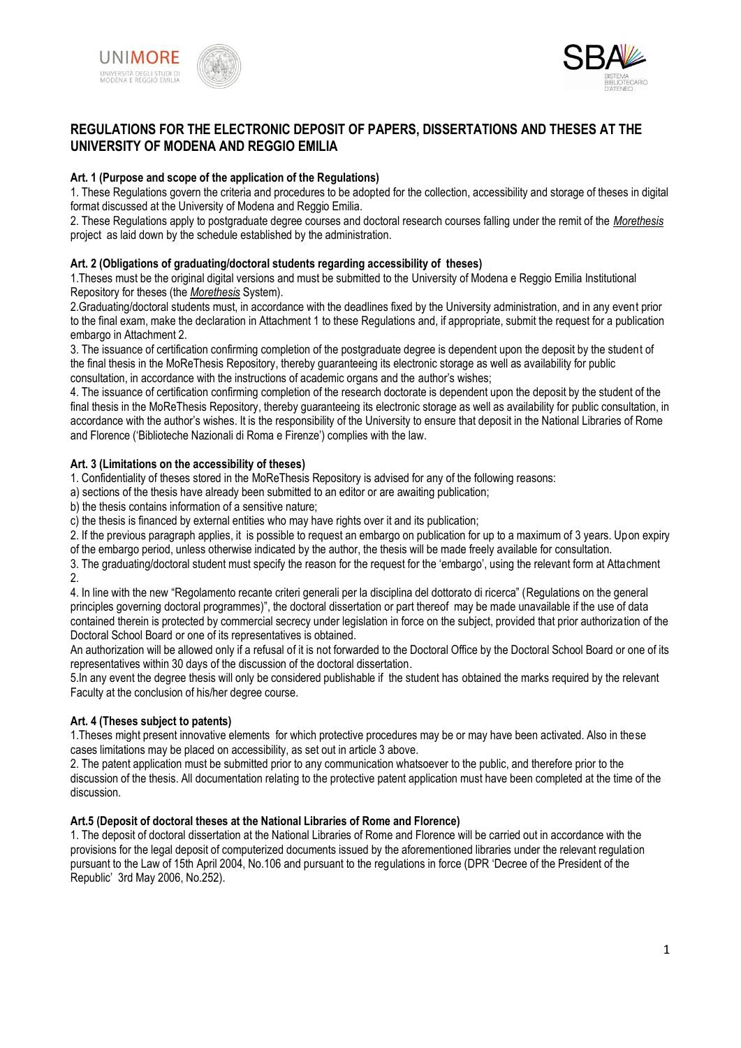# REGULATIONS FOR THE ELECTRONIC DEPOSIT OF PAPERS, DISSERTATIONS AND THESES AT THE UNIVERSITY OF MODENA AND REGGIO EMILIA

**Art. 1 (Purpose and scope of the application of the Regulations)**

1. These Regulations govern the criteria and procedures to be adopted for the collection, accessibility and storage of theses in digital format discussed at the University of Modena and Reggio Emilia.

2. These Regulations apply to postgraduate degree courses and doctoral research courses falling under the remit of the *Morethesis* project as laid down by the schedule established by the administration.

**Art. 2 (Obligations of graduating/doctoral students regarding accessibility of theses)**

1.Theses must be the original digital versions and must be submitted to the University of Modena e Reggio Emilia Institutional Repository for theses (the *Morethesis* System).

2.Graduating/doctoral students must, in accordance with the deadlines fixed by the University administration, and in any event prior to the final exam, make the declaration in Attachment 1 to these Regulations and, if appropriate, submit the request for a publication embargo in Attachment 2.

3. The issuance of certification confirming completion of the postgraduate degree is dependent upon the deposit by the student of the final thesis in the MoReThesis Repository, thereby guaranteeing its electronic storage as well as availability for public consultation, in accordance with the instructions of academic organs and the author's wishes;

4. The issuance of certification confirming completion of the research doctorate is dependent upon the deposit by the student of the final thesis in the MoReThesis Repository, thereby guaranteeing its electronic storage as well as availability for public consultation, in accordance with the author's wishes. It is the responsibility of the University to ensure that deposit in the National Libraries of Rome and Florence ('Biblioteche Nazionali di Roma e Firenze') complies with the law.

**Art. 3 (Limitations on the accessibility of theses)**

1. Confidentiality of theses stored in the MoReThesis Repository is advised for any of the following reasons:

a) sections of the thesis have already been submitted to an editor or are awaiting publication;

b) the thesis contains information of a sensitive nature;

c) the thesis is financed by external entities who may have rights over it and its publication;

2. If the previous paragraph applies, it is possible to request an embargo on publication for up to a maximum of 3 years. Upon expiry of the embargo period, unless otherwise indicated by the author, the thesis will be made freely available for consultation.

3. The graduating/doctoral student must specify the reason for the request for the 'embargo', using the relevant form at Attachment 2.

4. In line with the new "Regolamento recante criteri generali per la disciplina del dottorato di ricerca" (Regulations on the general principles governing doctoral programmes)", the doctoral dissertation or part thereof may be made unavailable if the use of data contained therein is protected by commercial secrecy under legislation in force on the subject, provided that prior authorization of the Doctoral School Board or one of its representatives is obtained.

An authorization will be allowed only if a refusal of it is not forwarded to the Doctoral Office by the Doctoral School Board or one of its representatives within 30 days of the discussion of the doctoral dissertation.

5.In any event the degree thesis will only be considered publishable if the student has obtained the marks required by the relevant Faculty at the conclusion of his/her degree course.

**Art. 4 (Theses subject to patents)**

1.Theses might present innovative elements for which protective procedures may be or may have been activated. Also in these cases limitations may be placed on accessibility, as set out in article 3 above.

2. The patent application must be submitted prior to any communication whatsoever to the public, and therefore prior to the discussion of the thesis. All documentation relating to the protective patent application must have been completed at the time of the discussion.

**Art.5 (Deposit of doctoral theses at the National Libraries of Rome and Florence)**

1. The deposit of doctoral dissertation at the National Libraries of Rome and Florence will be carried out in accordance with the provisions for the legal deposit of computerized documents issued by the aforementioned libraries under the relevant regulation pursuant to the Law of 15th April 2004, No.106 and pursuant to the regulations in force (DPR 'Decree of the President of the Republic' 3rd May 2006, No.252).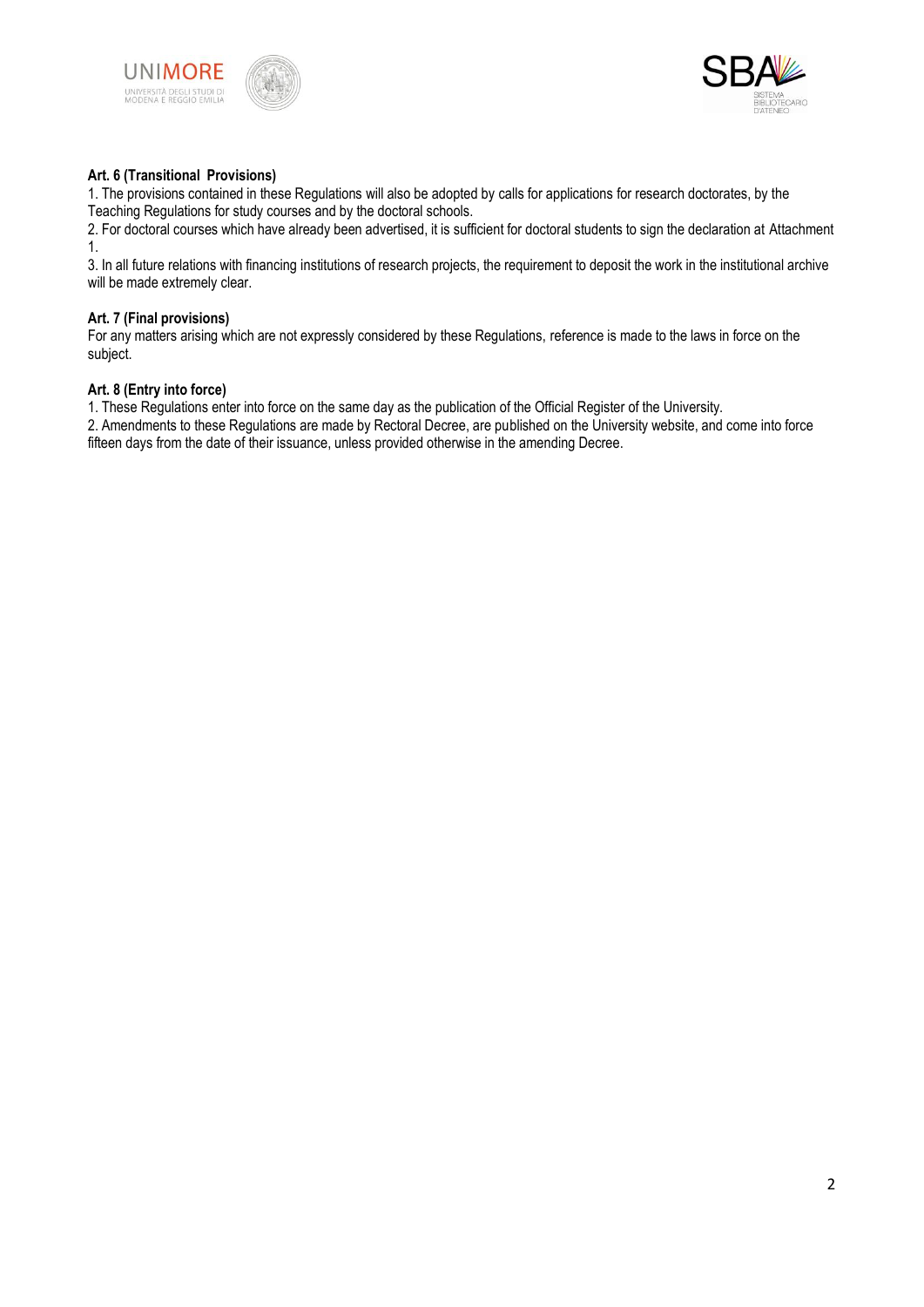**Art. 6 (Transitional Provisions)**

1. The provisions contained in these Regulations will also be adopted by calls for applications for research doctorates, by the Teaching Regulations for study courses and by the doctoral schools.
2. For doctoral courses which have already been advertised, it is sufficient for doctoral students to sign the declaration at Attachment 1.
3. In all future relations with financing institutions of research projects, the requirement to deposit the work in the institutional archive will be made extremely clear.

**Art. 7 (Final provisions)**

For any matters arising which are not expressly considered by these Regulations, reference is made to the laws in force on the subject.

**Art. 8 (Entry into force)**

1. These Regulations enter into force on the same day as the publication of the Official Register of the University.
2. Amendments to these Regulations are made by Rectoral Decree, are published on the University website, and come into force fifteen days from the date of their issuance, unless provided otherwise in the amending Decree.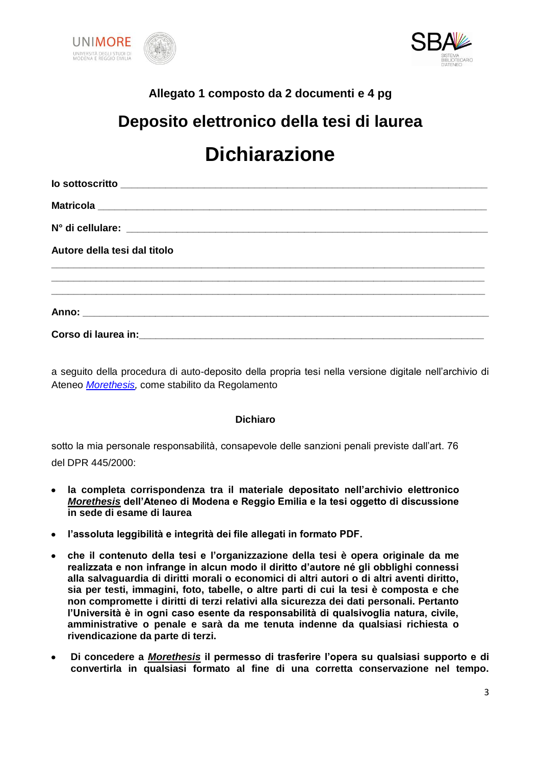**Allegato 1 composto da 2 documenti e 4 pg**

# Deposito elettronico della tesi di laurea

# Dichiarazione

**Io sottoscritto** ______________________________________________________________

**Matricola** ______________________________________________________________

**N° di cellulare:** ______________________________________________________________

**Autore della tesi dal titolo**

______________________________________________________________
______________________________________________________________
______________________________________________________________

**Anno:** ______________________________________________________________

**Corso di laurea in:**______________________________________________________________

a seguito della procedura di auto-deposito della propria tesi nella versione digitale nell'archivio di Ateneo *Morethesis*, come stabilito da Regolamento

**Dichiaro**

sotto la mia personale responsabilità, consapevole delle sanzioni penali previste dall'art. 76 del DPR 445/2000:

- **la completa corrispondenza tra il materiale depositato nell'archivio elettronico *Morethesis* dell'Ateneo di Modena e Reggio Emilia e la tesi oggetto di discussione in sede di esame di laurea**
- **l'assoluta leggibilità e integrità dei file allegati in formato PDF.**
- **che il contenuto della tesi e l'organizzazione della tesi è opera originale da me realizzata e non infrange in alcun modo il diritto d'autore né gli obblighi connessi alla salvaguardia di diritti morali o economici di altri autori o di altri aventi diritto, sia per testi, immagini, foto, tabelle, o altre parti di cui la tesi è composta e che non compromette i diritti di terzi relativi alla sicurezza dei dati personali. Pertanto l'Università è in ogni caso esente da responsabilità di qualsivoglia natura, civile, amministrative o penale e sarà da me tenuta indenne da qualsiasi richiesta o rivendicazione da parte di terzi.**
- **Di concedere a *Morethesis* il permesso di trasferire l'opera su qualsiasi supporto e di convertirla in qualsiasi formato al fine di una corretta conservazione nel tempo.**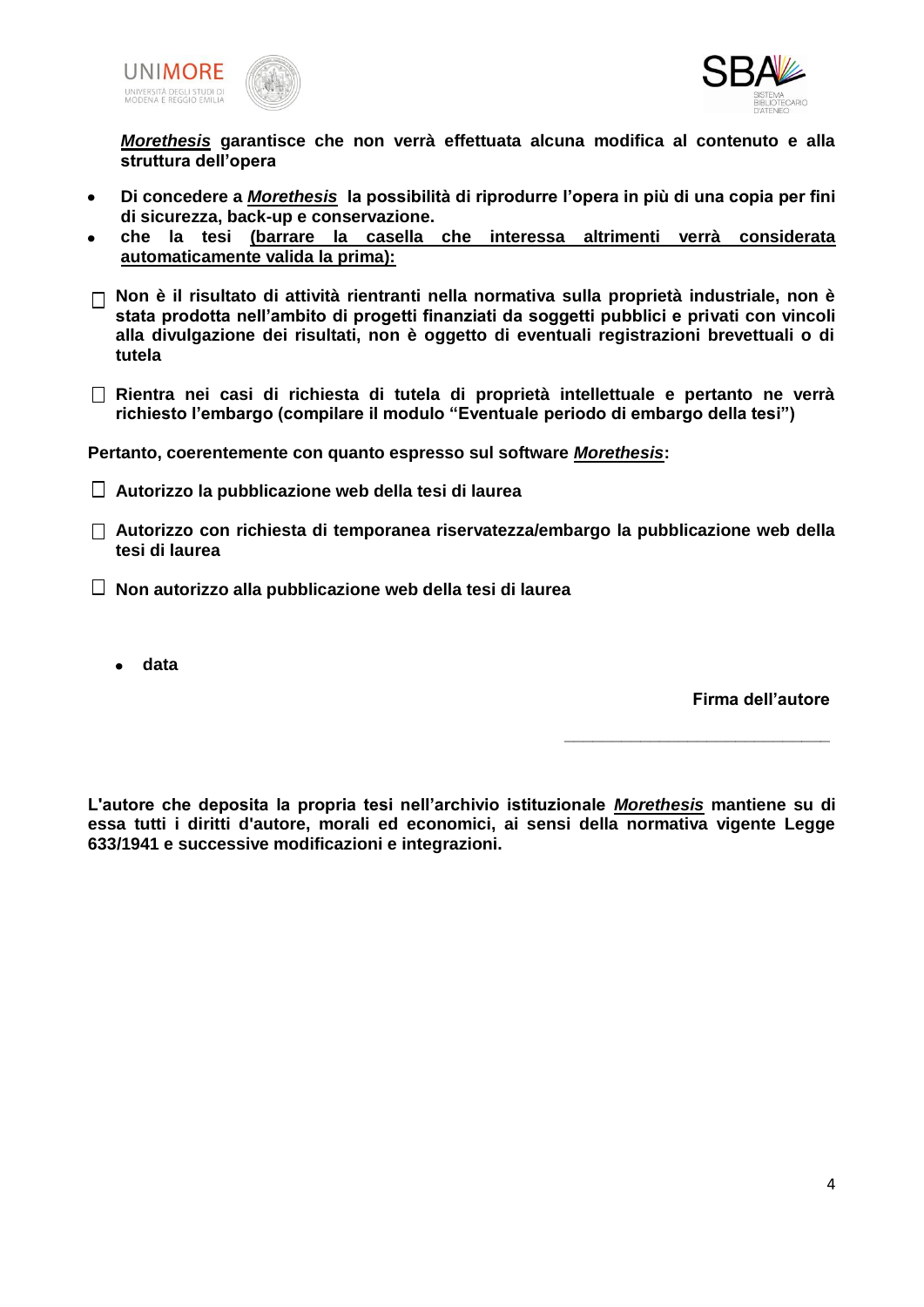***Morethesis*** **garantisce che non verrà effettuata alcuna modifica al contenuto e alla struttura dell'opera**

- **Di concedere a *Morethesis* la possibilità di riprodurre l'opera in più di una copia per fini di sicurezza, back-up e conservazione.**
- **che la tesi <u>(barrare la casella che interessa altrimenti verrà considerata automaticamente valida la prima):</u>**

☐ **Non è il risultato di attività rientranti nella normativa sulla proprietà industriale, non è stata prodotta nell'ambito di progetti finanziati da soggetti pubblici e privati con vincoli alla divulgazione dei risultati, non è oggetto di eventuali registrazioni brevettuali o di tutela**

☐ **Rientra nei casi di richiesta di tutela di proprietà intellettuale e pertanto ne verrà richiesto l'embargo (compilare il modulo "Eventuale periodo di embargo della tesi")**

**Pertanto, coerentemente con quanto espresso sul software *Morethesis*:**

☐ **Autorizzo la pubblicazione web della tesi di laurea**

☐ **Autorizzo con richiesta di temporanea riservatezza/embargo la pubblicazione web della tesi di laurea**

☐ **Non autorizzo alla pubblicazione web della tesi di laurea**

- **data**

**Firma dell'autore**

\_\_\_\_\_\_\_\_\_\_\_\_\_\_\_\_\_\_\_\_\_\_\_\_\_\_\_\_\_\_

**L'autore che deposita la propria tesi nell'archivio istituzionale *Morethesis* mantiene su di essa tutti i diritti d'autore, morali ed economici, ai sensi della normativa vigente Legge 633/1941 e successive modificazioni e integrazioni.**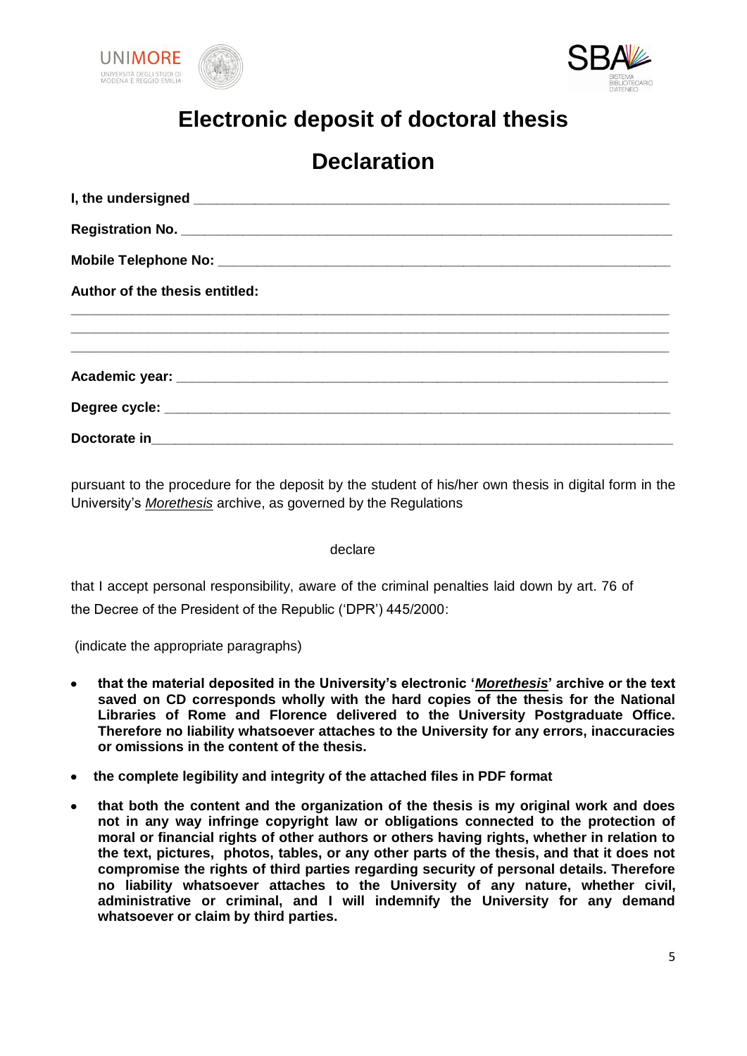# Electronic deposit of doctoral thesis

# Declaration

**I, the undersigned** ______________________________________________________________

**Registration No.** ______________________________________________________________

**Mobile Telephone No:** __________________________________________________________

**Author of the thesis entitled:**

___________________________________________________________________________

___________________________________________________________________________

___________________________________________________________________________

**Academic year:** _________________________________________________________________

**Degree cycle:** __________________________________________________________________

**Doctorate in**____________________________________________________________________

pursuant to the procedure for the deposit by the student of his/her own thesis in digital form in the University's *Morethesis* archive, as governed by the Regulations

declare

that I accept personal responsibility, aware of the criminal penalties laid down by art. 76 of the Decree of the President of the Republic ('DPR') 445/2000:

(indicate the appropriate paragraphs)

- **that the material deposited in the University's electronic '*Morethesis*' archive or the text saved on CD corresponds wholly with the hard copies of the thesis for the National Libraries of Rome and Florence delivered to the University Postgraduate Office. Therefore no liability whatsoever attaches to the University for any errors, inaccuracies or omissions in the content of the thesis.**
- **the complete legibility and integrity of the attached files in PDF format**
- **that both the content and the organization of the thesis is my original work and does not in any way infringe copyright law or obligations connected to the protection of moral or financial rights of other authors or others having rights, whether in relation to the text, pictures, photos, tables, or any other parts of the thesis, and that it does not compromise the rights of third parties regarding security of personal details. Therefore no liability whatsoever attaches to the University of any nature, whether civil, administrative or criminal, and I will indemnify the University for any demand whatsoever or claim by third parties.**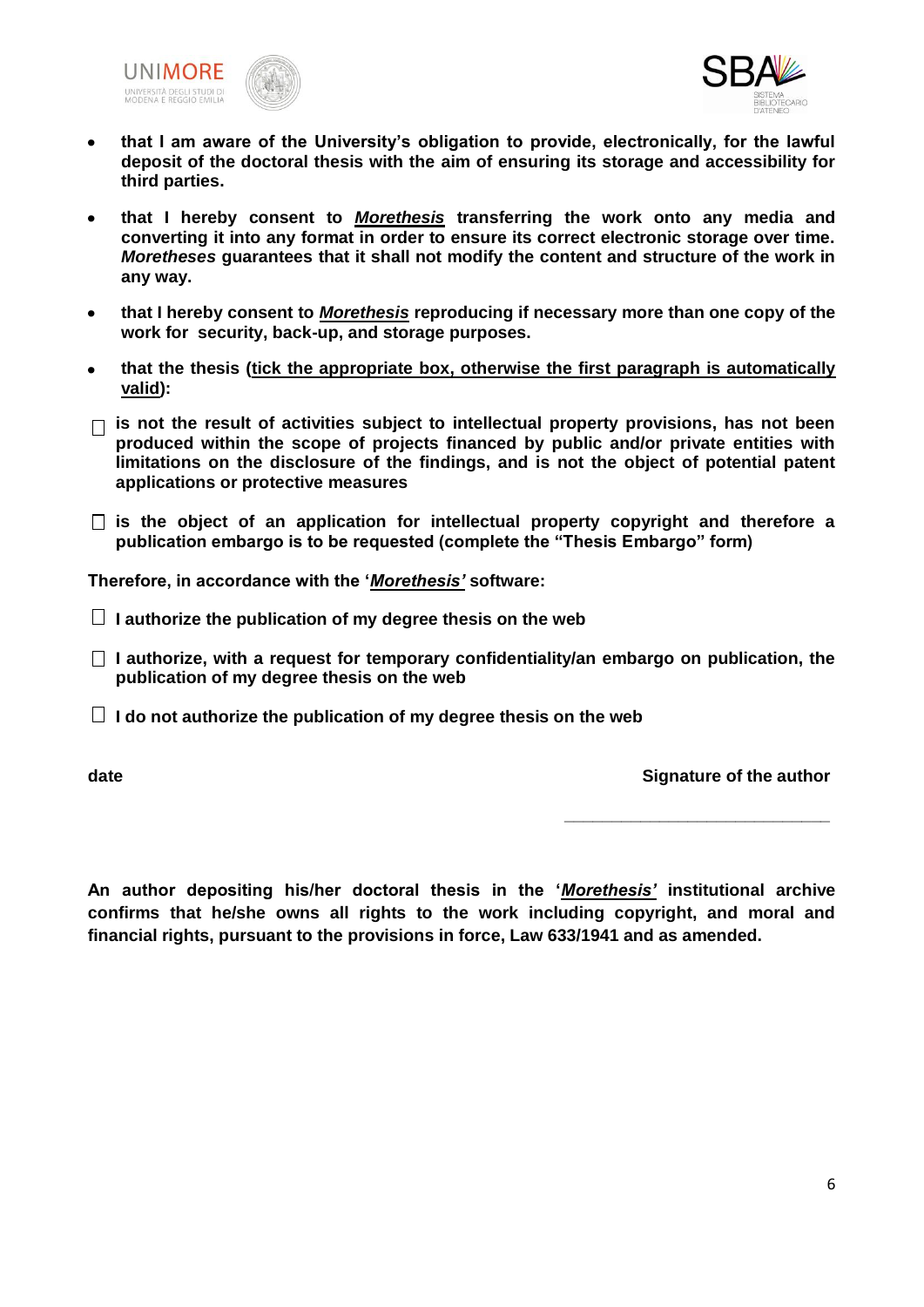- **that I am aware of the University's obligation to provide, electronically, for the lawful deposit of the doctoral thesis with the aim of ensuring its storage and accessibility for third parties.**

- **that I hereby consent to *Morethesis* transferring the work onto any media and converting it into any format in order to ensure its correct electronic storage over time. *Moretheses* guarantees that it shall not modify the content and structure of the work in any way.**

- **that I hereby consent to *Morethesis* reproducing if necessary more than one copy of the work for security, back-up, and storage purposes.**

- **that the thesis (tick the appropriate box, otherwise the first paragraph is automatically valid):**

☐ **is not the result of activities subject to intellectual property provisions, has not been produced within the scope of projects financed by public and/or private entities with limitations on the disclosure of the findings, and is not the object of potential patent applications or protective measures**

☐ **is the object of an application for intellectual property copyright and therefore a publication embargo is to be requested (complete the "Thesis Embargo" form)**

**Therefore, in accordance with the '*Morethesis'* software:**

☐ **I authorize the publication of my degree thesis on the web**

☐ **I authorize, with a request for temporary confidentiality/an embargo on publication, the publication of my degree thesis on the web**

☐ **I do not authorize the publication of my degree thesis on the web**

**date** **Signature of the author**

_______________________________

**An author depositing his/her doctoral thesis in the '*Morethesis'* institutional archive confirms that he/she owns all rights to the work including copyright, and moral and financial rights, pursuant to the provisions in force, Law 633/1941 and as amended.**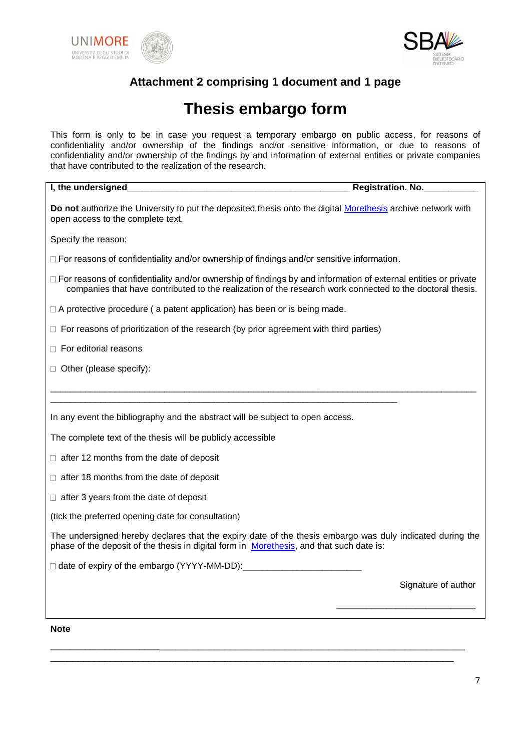**Attachment 2 comprising 1 document and 1 page**

# Thesis embargo form

This form is only to be in case you request a temporary embargo on public access, for reasons of confidentiality and/or ownership of the findings and/or sensitive information, or due to reasons of confidentiality and/or ownership of the findings by and information of external entities or private companies that have contributed to the realization of the research.

**I, the undersigned**\_\_\_\_\_\_\_\_\_\_\_\_\_\_\_\_\_\_\_\_\_\_\_\_\_\_\_\_\_\_\_\_\_\_\_\_\_\_\_\_\_\_\_\_ **Registration. No.**\_\_\_\_\_\_\_\_\_\_\_

**Do not** authorize the University to put the deposited thesis onto the digital Morethesis archive network with open access to the complete text.

Specify the reason:

☐ For reasons of confidentiality and/or ownership of findings and/or sensitive information.

☐ For reasons of confidentiality and/or ownership of findings by and information of external entities or private companies that have contributed to the realization of the research work connected to the doctoral thesis.

☐ A protective procedure ( a patent application) has been or is being made.

☐ For reasons of prioritization of the research (by prior agreement with third parties)

☐ For editorial reasons

☐ Other (please specify):

\_\_\_\_\_\_\_\_\_\_\_\_\_\_\_\_\_\_\_\_\_\_\_\_\_\_\_\_\_\_\_\_\_\_\_\_\_\_\_\_\_\_\_\_\_\_\_\_\_\_\_\_\_\_\_\_\_\_\_\_\_\_\_\_\_\_\_\_\_\_\_\_\_\_\_\_\_\_\_\_\_\_\_\_\_\_
\_\_\_\_\_\_\_\_\_\_\_\_\_\_\_\_\_\_\_\_\_\_\_\_\_\_\_\_\_\_\_\_\_\_\_\_\_\_\_\_\_\_\_\_\_\_\_\_\_\_\_\_\_\_\_\_\_\_\_\_\_\_\_\_\_\_\_\_\_\_

In any event the bibliography and the abstract will be subject to open access.

The complete text of the thesis will be publicly accessible

☐ after 12 months from the date of deposit

☐ after 18 months from the date of deposit

☐ after 3 years from the date of deposit

(tick the preferred opening date for consultation)

The undersigned hereby declares that the expiry date of the thesis embargo was duly indicated during the phase of the deposit of the thesis in digital form in Morethesis, and that such date is:

☐ date of expiry of the embargo (YYYY-MM-DD):\_\_\_\_\_\_\_\_\_\_\_\_\_\_\_\_\_\_\_\_\_\_\_\_

Signature of author

\_\_\_\_\_\_\_\_\_\_\_\_\_\_\_\_\_\_\_\_\_\_\_\_\_\_\_\_

**Note**

\_\_\_\_\_\_\_\_\_\_\_\_\_\_\_\_\_\_\_\_\_\_\_\_\_\_\_\_\_\_\_\_\_\_\_\_\_\_\_\_\_\_\_\_\_\_\_\_\_\_\_\_\_\_\_\_\_\_\_\_\_\_\_\_\_\_\_\_\_\_\_\_\_\_\_\_\_\_\_\_\_\_\_\_
\_\_\_\_\_\_\_\_\_\_\_\_\_\_\_\_\_\_\_\_\_\_\_\_\_\_\_\_\_\_\_\_\_\_\_\_\_\_\_\_\_\_\_\_\_\_\_\_\_\_\_\_\_\_\_\_\_\_\_\_\_\_\_\_\_\_\_\_\_\_\_\_\_\_\_\_\_\_\_\_\_\_\_